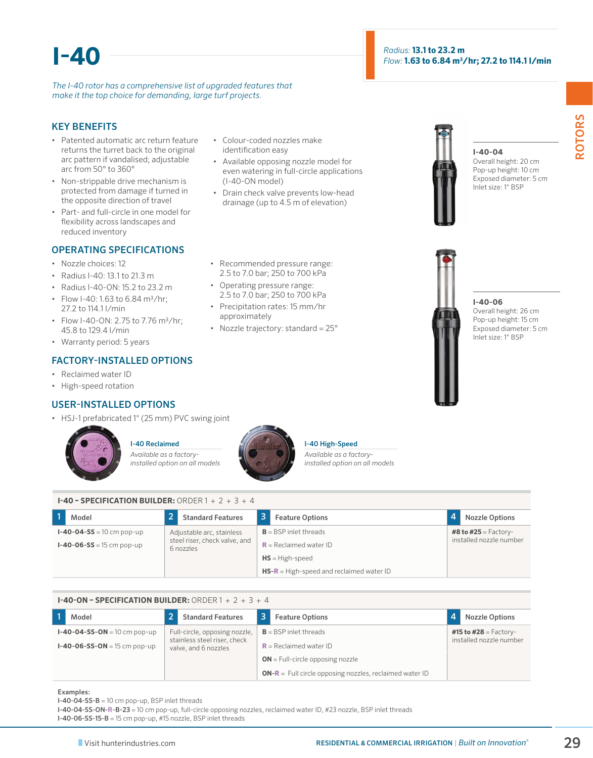# I-40

*The I-40 rotor has a comprehensive list of upgraded features that make it the top choice for demanding, large turf projects.*

*Radius:* **13.1 to 23.2 m**
*Flow:* **1.63 to 6.84 m³/hr; 27.2 to 114.1 l/min**

## KEY BENEFITS

- Patented automatic arc return feature returns the turret back to the original arc pattern if vandalised; adjustable arc from 50° to 360°
- Non-strippable drive mechanism is protected from damage if turned in the opposite direction of travel
- Part- and full-circle in one model for flexibility across landscapes and reduced inventory
- Colour-coded nozzles make identification easy
- Available opposing nozzle model for even watering in full-circle applications (I-40-ON model)
- Drain check valve prevents low-head drainage (up to 4.5 m of elevation)

## OPERATING SPECIFICATIONS

- Nozzle choices: 12
- Radius I-40: 13.1 to 21.3 m
- Radius I-40-ON: 15.2 to 23.2 m
- Flow I-40: 1.63 to 6.84 m³/hr; 27.2 to 114.1 l/min
- Flow I-40-ON: 2.75 to 7.76 m³/hr; 45.8 to 129.4 l/min
- Warranty period: 5 years
- Recommended pressure range: 2.5 to 7.0 bar; 250 to 700 kPa
- Operating pressure range: 2.5 to 7.0 bar; 250 to 700 kPa
- Precipitation rates: 15 mm/hr approximately
- Nozzle trajectory: standard = 25°

## FACTORY-INSTALLED OPTIONS

- Reclaimed water ID
- High-speed rotation

## USER-INSTALLED OPTIONS

- HSJ-1 prefabricated 1" (25 mm) PVC swing joint

**I-40-04**
Overall height: 20 cm
Pop-up height: 10 cm
Exposed diameter: 5 cm
Inlet size: 1" BSP

**I-40-06**
Overall height: 26 cm
Pop-up height: 15 cm
Exposed diameter: 5 cm
Inlet size: 1" BSP

**I-40 Reclaimed**
*Available as a factory-installed option on all models*

**I-40 High-Speed**
*Available as a factory-installed option on all models*

**I-40 – SPECIFICATION BUILDER:** ORDER 1 + 2 + 3 + 4

| 1 Model | 2 Standard Features | 3 Feature Options | 4 Nozzle Options |
|---|---|---|---|
| **I-40-04-SS** = 10 cm pop-up<br>**I-40-06-SS** = 15 cm pop-up | Adjustable arc, stainless steel riser, check valve, and 6 nozzles | **B** = BSP inlet threads<br>**R** = Reclaimed water ID<br>**HS** = High-speed<br>**HS-R** = High-speed and reclaimed water ID | **#8 to #25** = Factory-installed nozzle number |

**I-40-ON – SPECIFICATION BUILDER:** ORDER 1 + 2 + 3 + 4

| 1 Model | 2 Standard Features | 3 Feature Options | 4 Nozzle Options |
|---|---|---|---|
| **I-40-04-SS-ON** = 10 cm pop-up<br>**I-40-06-SS-ON** = 15 cm pop-up | Full-circle, opposing nozzle, stainless steel riser, check valve, and 6 nozzles | **B** = BSP inlet threads<br>**R** = Reclaimed water ID<br>**ON** = Full-circle opposing nozzle<br>**ON-R** = Full circle opposing nozzles, reclaimed water ID | **#15 to #28** = Factory-installed nozzle number |

**Examples:**
**I-40-04-SS-B** = 10 cm pop-up, BSP inlet threads
**I-40-04-SS-ON-R-B-23** = 10 cm pop-up, full-circle opposing nozzles, reclaimed water ID, #23 nozzle, BSP inlet threads
**I-40-06-SS-15-B** = 15 cm pop-up, #15 nozzle, BSP inlet threads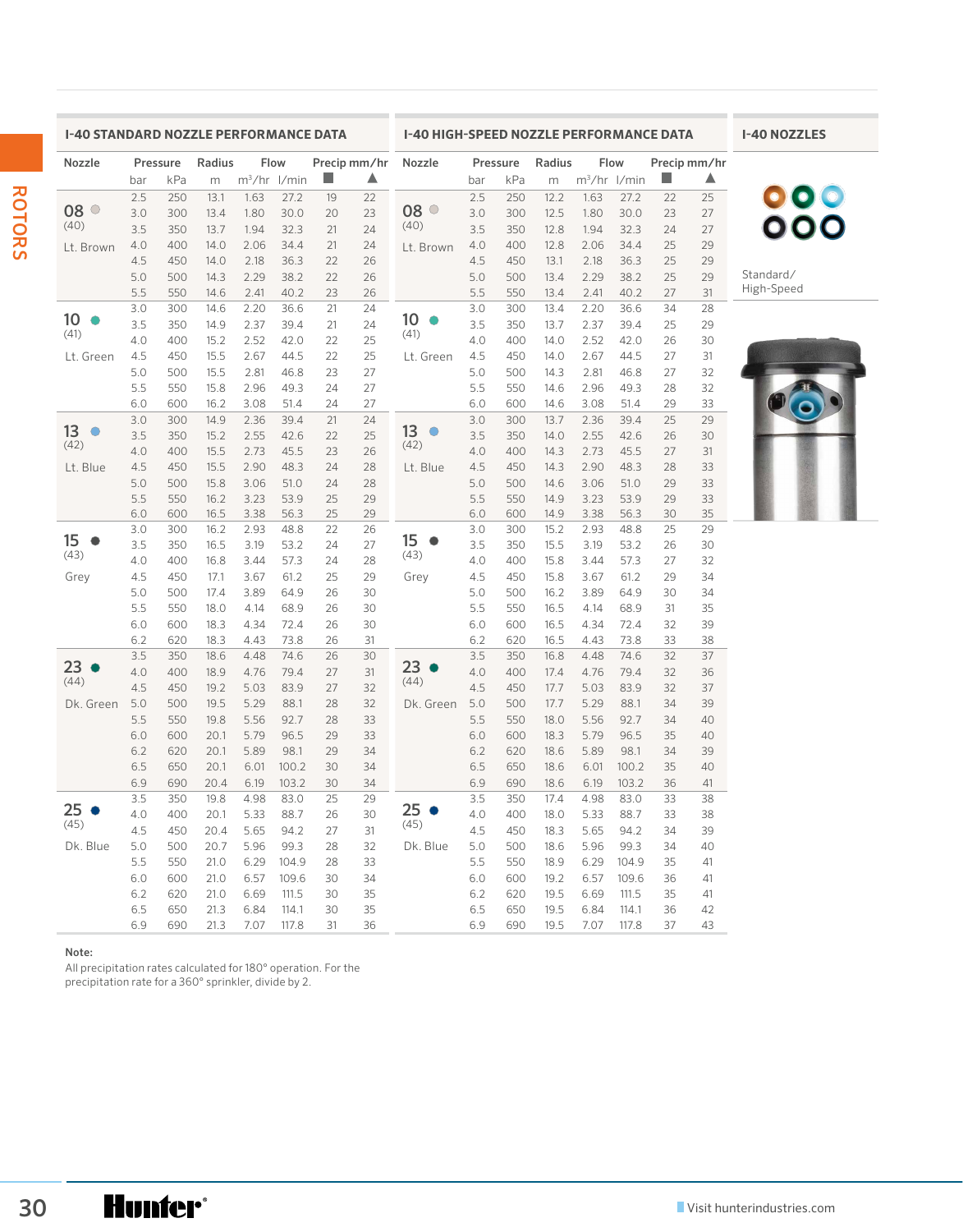## I-40 STANDARD NOZZLE PERFORMANCE DATA

| Nozzle | Pressure | | Radius | Flow | | Precip mm/hr | |
|---|---|---|---|---|---|---|---|
| | bar | kPa | m | m³/hr | l/min | ■ | ▲ |
| 08 (40) Lt. Brown | 2.5 | 250 | 13.1 | 1.63 | 27.2 | 19 | 22 |
| | 3.0 | 300 | 13.4 | 1.80 | 30.0 | 20 | 23 |
| | 3.5 | 350 | 13.7 | 1.94 | 32.3 | 21 | 24 |
| | 4.0 | 400 | 14.0 | 2.06 | 34.4 | 21 | 24 |
| | 4.5 | 450 | 14.0 | 2.18 | 36.3 | 22 | 26 |
| | 5.0 | 500 | 14.3 | 2.29 | 38.2 | 22 | 26 |
| | 5.5 | 550 | 14.6 | 2.41 | 40.2 | 23 | 26 |
| 10 (41) Lt. Green | 3.0 | 300 | 14.6 | 2.20 | 36.6 | 21 | 24 |
| | 3.5 | 350 | 14.9 | 2.37 | 39.4 | 21 | 24 |
| | 4.0 | 400 | 15.2 | 2.52 | 42.0 | 22 | 25 |
| | 4.5 | 450 | 15.5 | 2.67 | 44.5 | 22 | 25 |
| | 5.0 | 500 | 15.5 | 2.81 | 46.8 | 23 | 27 |
| | 5.5 | 550 | 15.8 | 2.96 | 49.3 | 24 | 27 |
| | 6.0 | 600 | 16.2 | 3.08 | 51.4 | 24 | 27 |
| 13 (42) Lt. Blue | 3.0 | 300 | 14.9 | 2.36 | 39.4 | 21 | 24 |
| | 3.5 | 350 | 15.2 | 2.55 | 42.6 | 22 | 25 |
| | 4.0 | 400 | 15.5 | 2.73 | 45.5 | 23 | 26 |
| | 4.5 | 450 | 15.5 | 2.90 | 48.3 | 24 | 28 |
| | 5.0 | 500 | 15.8 | 3.06 | 51.0 | 24 | 28 |
| | 5.5 | 550 | 16.2 | 3.23 | 53.9 | 25 | 29 |
| | 6.0 | 600 | 16.5 | 3.38 | 56.3 | 25 | 29 |
| 15 (43) Grey | 3.0 | 300 | 16.2 | 2.93 | 48.8 | 22 | 26 |
| | 3.5 | 350 | 16.5 | 3.19 | 53.2 | 24 | 27 |
| | 4.0 | 400 | 16.8 | 3.44 | 57.3 | 24 | 28 |
| | 4.5 | 450 | 17.1 | 3.67 | 61.2 | 25 | 29 |
| | 5.0 | 500 | 17.4 | 3.89 | 64.9 | 26 | 30 |
| | 5.5 | 550 | 18.0 | 4.14 | 68.9 | 26 | 30 |
| | 6.0 | 600 | 18.3 | 4.34 | 72.4 | 26 | 30 |
| | 6.2 | 620 | 18.3 | 4.43 | 73.8 | 26 | 31 |
| 23 (44) Dk. Green | 3.5 | 350 | 18.6 | 4.48 | 74.6 | 26 | 30 |
| | 4.0 | 400 | 18.9 | 4.76 | 79.4 | 27 | 31 |
| | 4.5 | 450 | 19.2 | 5.03 | 83.9 | 27 | 32 |
| | 5.0 | 500 | 19.5 | 5.29 | 88.1 | 28 | 32 |
| | 5.5 | 550 | 19.8 | 5.56 | 92.7 | 28 | 33 |
| | 6.0 | 600 | 20.1 | 5.79 | 96.5 | 29 | 33 |
| | 6.2 | 620 | 20.1 | 5.89 | 98.1 | 29 | 34 |
| | 6.5 | 650 | 20.1 | 6.01 | 100.2 | 30 | 34 |
| | 6.9 | 690 | 20.4 | 6.19 | 103.2 | 30 | 34 |
| 25 (45) Dk. Blue | 3.5 | 350 | 19.8 | 4.98 | 83.0 | 25 | 29 |
| | 4.0 | 400 | 20.1 | 5.33 | 88.7 | 26 | 30 |
| | 4.5 | 450 | 20.4 | 5.65 | 94.2 | 27 | 31 |
| | 5.0 | 500 | 20.7 | 5.96 | 99.3 | 28 | 32 |
| | 5.5 | 550 | 21.0 | 6.29 | 104.9 | 28 | 33 |
| | 6.0 | 600 | 21.0 | 6.57 | 109.6 | 30 | 34 |
| | 6.2 | 620 | 21.0 | 6.69 | 111.5 | 30 | 35 |
| | 6.5 | 650 | 21.3 | 6.84 | 114.1 | 30 | 35 |
| | 6.9 | 690 | 21.3 | 7.07 | 117.8 | 31 | 36 |

## I-40 HIGH-SPEED NOZZLE PERFORMANCE DATA

| Nozzle | Pressure | | Radius | Flow | | Precip mm/hr | |
|---|---|---|---|---|---|---|---|
| | bar | kPa | m | m³/hr | l/min | ■ | ▲ |
| 08 (40) Lt. Brown | 2.5 | 250 | 12.2 | 1.63 | 27.2 | 22 | 25 |
| | 3.0 | 300 | 12.5 | 1.80 | 30.0 | 23 | 27 |
| | 3.5 | 350 | 12.8 | 1.94 | 32.3 | 24 | 27 |
| | 4.0 | 400 | 12.8 | 2.06 | 34.4 | 25 | 29 |
| | 4.5 | 450 | 13.1 | 2.18 | 36.3 | 25 | 29 |
| | 5.0 | 500 | 13.4 | 2.29 | 38.2 | 25 | 29 |
| | 5.5 | 550 | 13.4 | 2.41 | 40.2 | 27 | 31 |
| 10 (41) Lt. Green | 3.0 | 300 | 13.4 | 2.20 | 36.6 | 34 | 28 |
| | 3.5 | 350 | 13.7 | 2.37 | 39.4 | 25 | 29 |
| | 4.0 | 400 | 14.0 | 2.52 | 42.0 | 26 | 30 |
| | 4.5 | 450 | 14.0 | 2.67 | 44.5 | 27 | 31 |
| | 5.0 | 500 | 14.3 | 2.81 | 46.8 | 27 | 32 |
| | 5.5 | 550 | 14.6 | 2.96 | 49.3 | 28 | 32 |
| | 6.0 | 600 | 14.6 | 3.08 | 51.4 | 29 | 33 |
| 13 (42) Lt. Blue | 3.0 | 300 | 13.7 | 2.36 | 39.4 | 25 | 29 |
| | 3.5 | 350 | 14.0 | 2.55 | 42.6 | 26 | 30 |
| | 4.0 | 400 | 14.3 | 2.73 | 45.5 | 27 | 31 |
| | 4.5 | 450 | 14.3 | 2.90 | 48.3 | 28 | 33 |
| | 5.0 | 500 | 14.6 | 3.06 | 51.0 | 29 | 33 |
| | 5.5 | 550 | 14.9 | 3.23 | 53.9 | 29 | 33 |
| | 6.0 | 600 | 14.9 | 3.38 | 56.3 | 30 | 35 |
| 15 (43) Grey | 3.0 | 300 | 15.2 | 2.93 | 48.8 | 25 | 29 |
| | 3.5 | 350 | 15.5 | 3.19 | 53.2 | 26 | 30 |
| | 4.0 | 400 | 15.8 | 3.44 | 57.3 | 27 | 32 |
| | 4.5 | 450 | 15.8 | 3.67 | 61.2 | 29 | 34 |
| | 5.0 | 500 | 16.2 | 3.89 | 64.9 | 30 | 34 |
| | 5.5 | 550 | 16.5 | 4.14 | 68.9 | 31 | 35 |
| | 6.0 | 600 | 16.5 | 4.34 | 72.4 | 32 | 39 |
| | 6.2 | 620 | 16.5 | 4.43 | 73.8 | 33 | 38 |
| 23 (44) Dk. Green | 3.5 | 350 | 16.8 | 4.48 | 74.6 | 32 | 37 |
| | 4.0 | 400 | 17.4 | 4.76 | 79.4 | 32 | 36 |
| | 4.5 | 450 | 17.7 | 5.03 | 83.9 | 32 | 37 |
| | 5.0 | 500 | 17.7 | 5.29 | 88.1 | 34 | 39 |
| | 5.5 | 550 | 18.0 | 5.56 | 92.7 | 34 | 40 |
| | 6.0 | 600 | 18.3 | 5.79 | 96.5 | 35 | 40 |
| | 6.2 | 620 | 18.6 | 5.89 | 98.1 | 34 | 39 |
| | 6.5 | 650 | 18.6 | 6.01 | 100.2 | 35 | 40 |
| | 6.9 | 690 | 18.6 | 6.19 | 103.2 | 36 | 41 |
| 25 (45) Dk. Blue | 3.5 | 350 | 17.4 | 4.98 | 83.0 | 33 | 38 |
| | 4.0 | 400 | 18.0 | 5.33 | 88.7 | 33 | 38 |
| | 4.5 | 450 | 18.3 | 5.65 | 94.2 | 34 | 39 |
| | 5.0 | 500 | 18.6 | 5.96 | 99.3 | 34 | 40 |
| | 5.5 | 550 | 18.9 | 6.29 | 104.9 | 35 | 41 |
| | 6.0 | 600 | 19.2 | 6.57 | 109.6 | 36 | 41 |
| | 6.2 | 620 | 19.5 | 6.69 | 111.5 | 35 | 41 |
| | 6.5 | 650 | 19.5 | 6.84 | 114.1 | 36 | 42 |
| | 6.9 | 690 | 19.5 | 7.07 | 117.8 | 37 | 43 |

## I-40 NOZZLES

Standard/
High-Speed

**Note:**
All precipitation rates calculated for 180° operation. For the precipitation rate for a 360° sprinkler, divide by 2.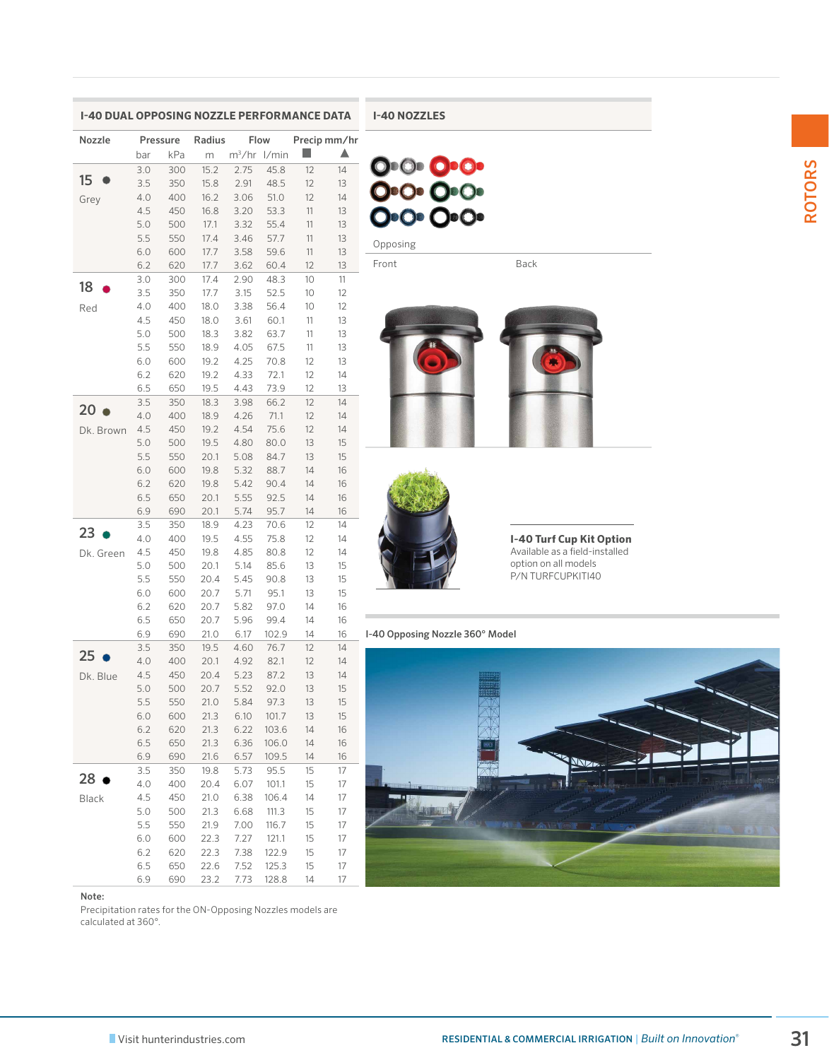## I-40 DUAL OPPOSING NOZZLE PERFORMANCE DATA

| Nozzle | Pressure | | Radius | Flow | | Precip mm/hr | |
|---|---|---|---|---|---|---|---|
| | bar | kPa | m | m³/hr | l/min | ■ | ▲ |
| 15 ● Grey | 3.0 | 300 | 15.2 | 2.75 | 45.8 | 12 | 14 |
| | 3.5 | 350 | 15.8 | 2.91 | 48.5 | 12 | 13 |
| | 4.0 | 400 | 16.2 | 3.06 | 51.0 | 12 | 14 |
| | 4.5 | 450 | 16.8 | 3.20 | 53.3 | 11 | 13 |
| | 5.0 | 500 | 17.1 | 3.32 | 55.4 | 11 | 13 |
| | 5.5 | 550 | 17.4 | 3.46 | 57.7 | 11 | 13 |
| | 6.0 | 600 | 17.7 | 3.58 | 59.6 | 11 | 13 |
| | 6.2 | 620 | 17.7 | 3.62 | 60.4 | 12 | 13 |
| 18 ● Red | 3.0 | 300 | 17.4 | 2.90 | 48.3 | 10 | 11 |
| | 3.5 | 350 | 17.7 | 3.15 | 52.5 | 10 | 12 |
| | 4.0 | 400 | 18.0 | 3.38 | 56.4 | 10 | 12 |
| | 4.5 | 450 | 18.0 | 3.61 | 60.1 | 11 | 13 |
| | 5.0 | 500 | 18.3 | 3.82 | 63.7 | 11 | 13 |
| | 5.5 | 550 | 18.9 | 4.05 | 67.5 | 11 | 13 |
| | 6.0 | 600 | 19.2 | 4.25 | 70.8 | 12 | 13 |
| | 6.2 | 620 | 19.2 | 4.33 | 72.1 | 12 | 14 |
| | 6.5 | 650 | 19.5 | 4.43 | 73.9 | 12 | 13 |
| 20 ● Dk. Brown | 3.5 | 350 | 18.3 | 3.98 | 66.2 | 12 | 14 |
| | 4.0 | 400 | 18.9 | 4.26 | 71.1 | 12 | 14 |
| | 4.5 | 450 | 19.2 | 4.54 | 75.6 | 12 | 14 |
| | 5.0 | 500 | 19.5 | 4.80 | 80.0 | 13 | 15 |
| | 5.5 | 550 | 20.1 | 5.08 | 84.7 | 13 | 15 |
| | 6.0 | 600 | 19.8 | 5.32 | 88.7 | 14 | 16 |
| | 6.2 | 620 | 19.8 | 5.42 | 90.4 | 14 | 16 |
| | 6.5 | 650 | 20.1 | 5.55 | 92.5 | 14 | 16 |
| | 6.9 | 690 | 20.1 | 5.74 | 95.7 | 14 | 16 |
| 23 ● Dk. Green | 3.5 | 350 | 18.9 | 4.23 | 70.6 | 12 | 14 |
| | 4.0 | 400 | 19.5 | 4.55 | 75.8 | 12 | 14 |
| | 4.5 | 450 | 19.8 | 4.85 | 80.8 | 12 | 14 |
| | 5.0 | 500 | 20.1 | 5.14 | 85.6 | 13 | 15 |
| | 5.5 | 550 | 20.4 | 5.45 | 90.8 | 13 | 15 |
| | 6.0 | 600 | 20.7 | 5.71 | 95.1 | 13 | 15 |
| | 6.2 | 620 | 20.7 | 5.82 | 97.0 | 14 | 16 |
| | 6.5 | 650 | 20.7 | 5.96 | 99.4 | 14 | 16 |
| | 6.9 | 690 | 21.0 | 6.17 | 102.9 | 14 | 16 |
| 25 ● Dk. Blue | 3.5 | 350 | 19.5 | 4.60 | 76.7 | 12 | 14 |
| | 4.0 | 400 | 20.1 | 4.92 | 82.1 | 12 | 14 |
| | 4.5 | 450 | 20.4 | 5.23 | 87.2 | 13 | 14 |
| | 5.0 | 500 | 20.7 | 5.52 | 92.0 | 13 | 15 |
| | 5.5 | 550 | 21.0 | 5.84 | 97.3 | 13 | 15 |
| | 6.0 | 600 | 21.3 | 6.10 | 101.7 | 13 | 15 |
| | 6.2 | 620 | 21.3 | 6.22 | 103.6 | 14 | 16 |
| | 6.5 | 650 | 21.3 | 6.36 | 106.0 | 14 | 16 |
| | 6.9 | 690 | 21.6 | 6.57 | 109.5 | 14 | 16 |
| 28 ● Black | 3.5 | 350 | 19.8 | 5.73 | 95.5 | 15 | 17 |
| | 4.0 | 400 | 20.4 | 6.07 | 101.1 | 15 | 17 |
| | 4.5 | 450 | 21.0 | 6.38 | 106.4 | 14 | 17 |
| | 5.0 | 500 | 21.3 | 6.68 | 111.3 | 15 | 17 |
| | 5.5 | 550 | 21.9 | 7.00 | 116.7 | 15 | 17 |
| | 6.0 | 600 | 22.3 | 7.27 | 121.1 | 15 | 17 |
| | 6.2 | 620 | 22.3 | 7.38 | 122.9 | 15 | 17 |
| | 6.5 | 650 | 22.6 | 7.52 | 125.3 | 15 | 17 |
| | 6.9 | 690 | 23.2 | 7.73 | 128.8 | 14 | 17 |

**Note:**
Precipitation rates for the ON-Opposing Nozzles models are calculated at 360°.

## I-40 NOZZLES

Opposing

Front    Back

**I-40 Turf Cup Kit Option**
Available as a field-installed option on all models
P/N TURFCUPKITI40

I-40 Opposing Nozzle 360° Model